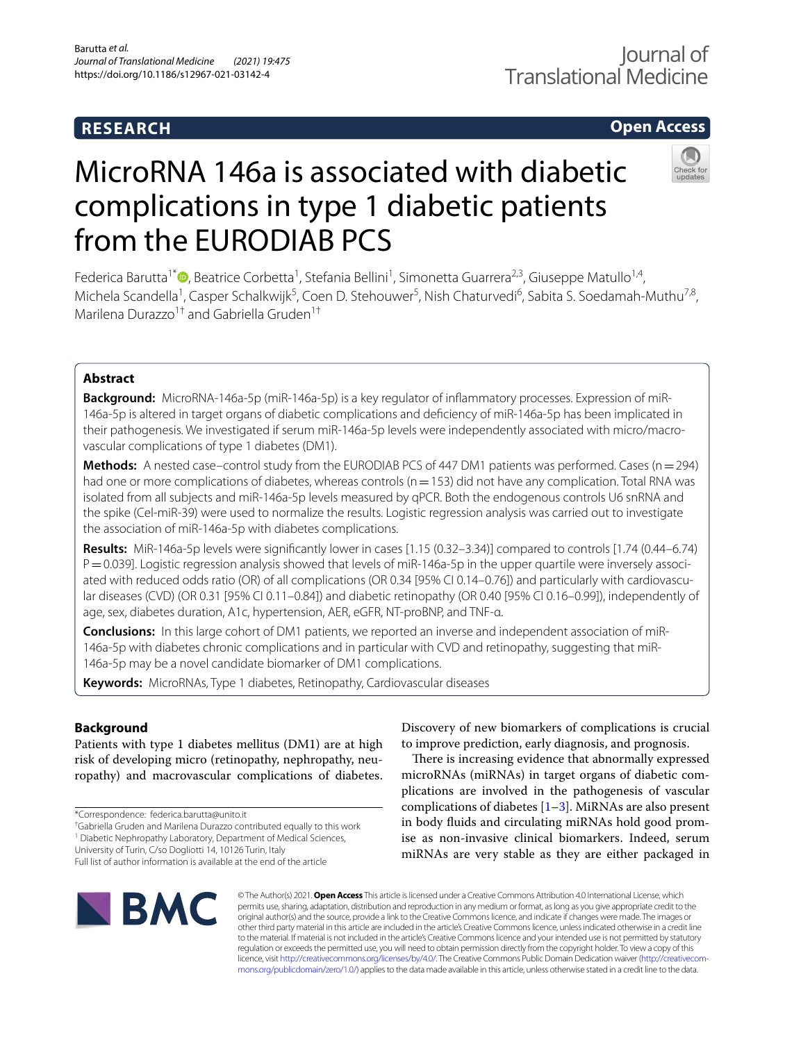# RESEARCH

**Open Access**

# MicroRNA 146a is associated with diabetic complications in type 1 diabetic patients from the EURODIAB PCS

Federica Barutta[1*], Beatrice Corbetta[1], Stefania Bellini[1], Simonetta Guarrera[2,3], Giuseppe Matullo[1,4], Michela Scandella[1], Casper Schalkwijk[5], Coen D. Stehouwer[5], Nish Chaturvedi[6], Sabita S. Soedamah-Muthu[7,8], Marilena Durazzo[1†] and Gabriella Gruden[1†]

## Abstract

**Background:** MicroRNA-146a-5p (miR-146a-5p) is a key regulator of inflammatory processes. Expression of miR-146a-5p is altered in target organs of diabetic complications and deficiency of miR-146a-5p has been implicated in their pathogenesis. We investigated if serum miR-146a-5p levels were independently associated with micro/macro-vascular complications of type 1 diabetes (DM1).

**Methods:** A nested case–control study from the EURODIAB PCS of 447 DM1 patients was performed. Cases (n = 294) had one or more complications of diabetes, whereas controls (n = 153) did not have any complication. Total RNA was isolated from all subjects and miR-146a-5p levels measured by qPCR. Both the endogenous controls U6 snRNA and the spike (Cel-miR-39) were used to normalize the results. Logistic regression analysis was carried out to investigate the association of miR-146a-5p with diabetes complications.

**Results:** MiR-146a-5p levels were significantly lower in cases [1.15 (0.32–3.34)] compared to controls [1.74 (0.44–6.74) P = 0.039]. Logistic regression analysis showed that levels of miR-146a-5p in the upper quartile were inversely associated with reduced odds ratio (OR) of all complications (OR 0.34 [95% CI 0.14–0.76]) and particularly with cardiovascular diseases (CVD) (OR 0.31 [95% CI 0.11–0.84]) and diabetic retinopathy (OR 0.40 [95% CI 0.16–0.99]), independently of age, sex, diabetes duration, A1c, hypertension, AER, eGFR, NT-proBNP, and TNF-α.

**Conclusions:** In this large cohort of DM1 patients, we reported an inverse and independent association of miR-146a-5p with diabetes chronic complications and in particular with CVD and retinopathy, suggesting that miR-146a-5p may be a novel candidate biomarker of DM1 complications.

**Keywords:** MicroRNAs, Type 1 diabetes, Retinopathy, Cardiovascular diseases

## Background

Patients with type 1 diabetes mellitus (DM1) are at high risk of developing micro (retinopathy, nephropathy, neuropathy) and macrovascular complications of diabetes. Discovery of new biomarkers of complications is crucial to improve prediction, early diagnosis, and prognosis.

There is increasing evidence that abnormally expressed microRNAs (miRNAs) in target organs of diabetic complications are involved in the pathogenesis of vascular complications of diabetes [1–3]. MiRNAs are also present in body fluids and circulating miRNAs hold good promise as non-invasive clinical biomarkers. Indeed, serum miRNAs are very stable as they are either packaged in

*Correspondence: federica.barutta@unito.it

†Gabriella Gruden and Marilena Durazzo contributed equally to this work

[1] Diabetic Nephropathy Laboratory, Department of Medical Sciences, University of Turin, C/so Dogliotti 14, 10126 Turin, Italy

Full list of author information is available at the end of the article

© The Author(s) 2021. **Open Access** This article is licensed under a Creative Commons Attribution 4.0 International License, which permits use, sharing, adaptation, distribution and reproduction in any medium or format, as long as you give appropriate credit to the original author(s) and the source, provide a link to the Creative Commons licence, and indicate if changes were made. The images or other third party material in this article are included in the article's Creative Commons licence, unless indicated otherwise in a credit line to the material. If material is not included in the article's Creative Commons licence and your intended use is not permitted by statutory regulation or exceeds the permitted use, you will need to obtain permission directly from the copyright holder. To view a copy of this licence, visit http://creativecommons.org/licenses/by/4.0/. The Creative Commons Public Domain Dedication waiver (http://creativecommons.org/publicdomain/zero/1.0/) applies to the data made available in this article, unless otherwise stated in a credit line to the data.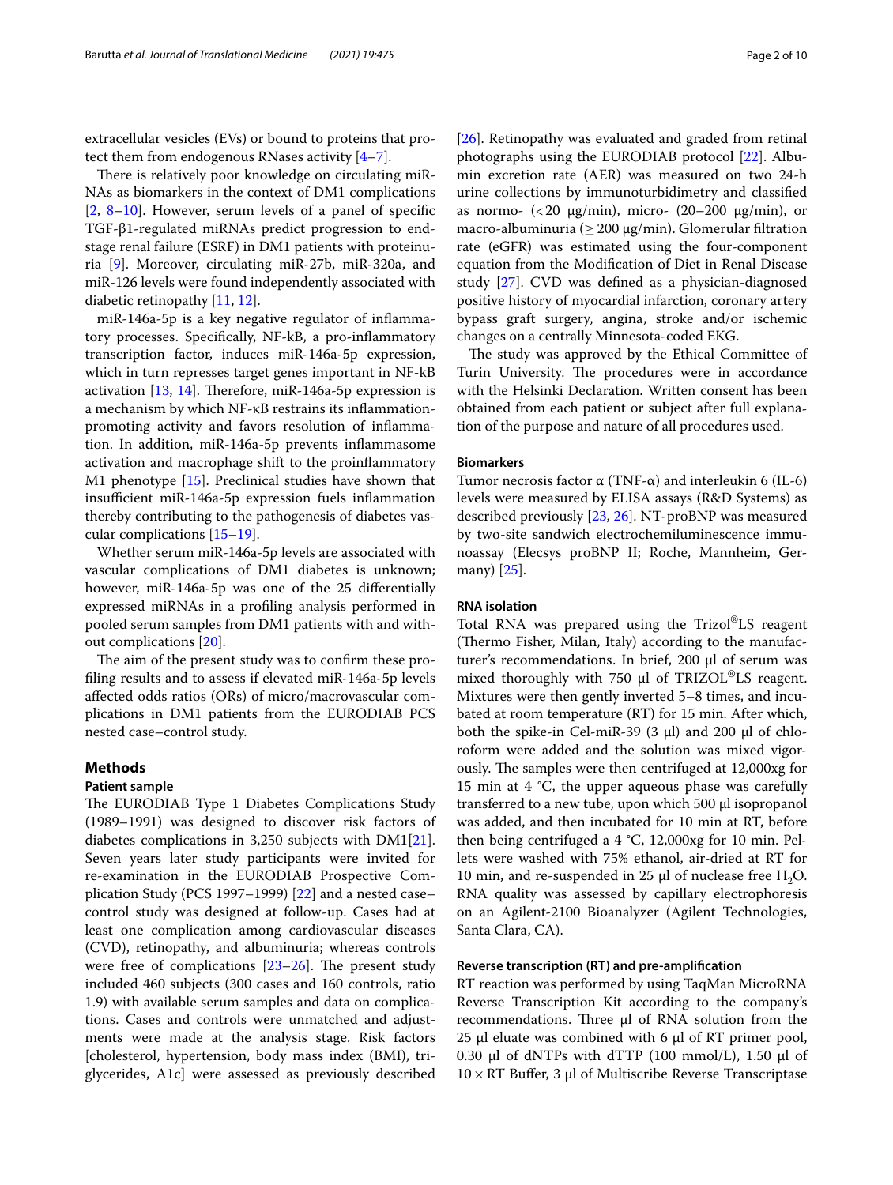extracellular vesicles (EVs) or bound to proteins that protect them from endogenous RNases activity [4–7].

There is relatively poor knowledge on circulating miRNAs as biomarkers in the context of DM1 complications [2, 8–10]. However, serum levels of a panel of specific TGF-β1-regulated miRNAs predict progression to end-stage renal failure (ESRF) in DM1 patients with proteinuria [9]. Moreover, circulating miR-27b, miR-320a, and miR-126 levels were found independently associated with diabetic retinopathy [11, 12].

miR-146a-5p is a key negative regulator of inflammatory processes. Specifically, NF-kB, a pro-inflammatory transcription factor, induces miR-146a-5p expression, which in turn represses target genes important in NF-kB activation [13, 14]. Therefore, miR-146a-5p expression is a mechanism by which NF-κB restrains its inflammation-promoting activity and favors resolution of inflammation. In addition, miR-146a-5p prevents inflammasome activation and macrophage shift to the proinflammatory M1 phenotype [15]. Preclinical studies have shown that insufficient miR-146a-5p expression fuels inflammation thereby contributing to the pathogenesis of diabetes vascular complications [15–19].

Whether serum miR-146a-5p levels are associated with vascular complications of DM1 diabetes is unknown; however, miR-146a-5p was one of the 25 differentially expressed miRNAs in a profiling analysis performed in pooled serum samples from DM1 patients with and without complications [20].

The aim of the present study was to confirm these profiling results and to assess if elevated miR-146a-5p levels affected odds ratios (ORs) of micro/macrovascular complications in DM1 patients from the EURODIAB PCS nested case–control study.

## Methods

### Patient sample

The EURODIAB Type 1 Diabetes Complications Study (1989–1991) was designed to discover risk factors of diabetes complications in 3,250 subjects with DM1[21]. Seven years later study participants were invited for re-examination in the EURODIAB Prospective Complication Study (PCS 1997–1999) [22] and a nested case–control study was designed at follow-up. Cases had at least one complication among cardiovascular diseases (CVD), retinopathy, and albuminuria; whereas controls were free of complications [23–26]. The present study included 460 subjects (300 cases and 160 controls, ratio 1.9) with available serum samples and data on complications. Cases and controls were unmatched and adjustments were made at the analysis stage. Risk factors [cholesterol, hypertension, body mass index (BMI), triglycerides, A1c] were assessed as previously described [26]. Retinopathy was evaluated and graded from retinal photographs using the EURODIAB protocol [22]. Albumin excretion rate (AER) was measured on two 24-h urine collections by immunoturbidimetry and classified as normo- (< 20 μg/min), micro- (20–200 μg/min), or macro-albuminuria (≥ 200 μg/min). Glomerular filtration rate (eGFR) was estimated using the four-component equation from the Modification of Diet in Renal Disease study [27]. CVD was defined as a physician-diagnosed positive history of myocardial infarction, coronary artery bypass graft surgery, angina, stroke and/or ischemic changes on a centrally Minnesota-coded EKG.

The study was approved by the Ethical Committee of Turin University. The procedures were in accordance with the Helsinki Declaration. Written consent has been obtained from each patient or subject after full explanation of the purpose and nature of all procedures used.

### Biomarkers

Tumor necrosis factor α (TNF-α) and interleukin 6 (IL-6) levels were measured by ELISA assays (R&D Systems) as described previously [23, 26]. NT-proBNP was measured by two-site sandwich electrochemiluminescence immunoassay (Elecsys proBNP II; Roche, Mannheim, Germany) [25].

### RNA isolation

Total RNA was prepared using the Trizol®LS reagent (Thermo Fisher, Milan, Italy) according to the manufacturer's recommendations. In brief, 200 μl of serum was mixed thoroughly with 750 μl of TRIZOL®LS reagent. Mixtures were then gently inverted 5–8 times, and incubated at room temperature (RT) for 15 min. After which, both the spike-in Cel-miR-39 (3 μl) and 200 μl of chloroform were added and the solution was mixed vigorously. The samples were then centrifuged at 12,000xg for 15 min at 4 °C, the upper aqueous phase was carefully transferred to a new tube, upon which 500 μl isopropanol was added, and then incubated for 10 min at RT, before then being centrifuged a 4 °C, 12,000xg for 10 min. Pellets were washed with 75% ethanol, air-dried at RT for 10 min, and re-suspended in 25 μl of nuclease free $H_2O$. RNA quality was assessed by capillary electrophoresis on an Agilent-2100 Bioanalyzer (Agilent Technologies, Santa Clara, CA).

### Reverse transcription (RT) and pre-amplification

RT reaction was performed by using TaqMan MicroRNA Reverse Transcription Kit according to the company's recommendations. Three μl of RNA solution from the 25 μl eluate was combined with 6 μl of RT primer pool, 0.30 μl of dNTPs with dTTP (100 mmol/L), 1.50 μl of $10 \times$ RT Buffer, 3 μl of Multiscribe Reverse Transcriptase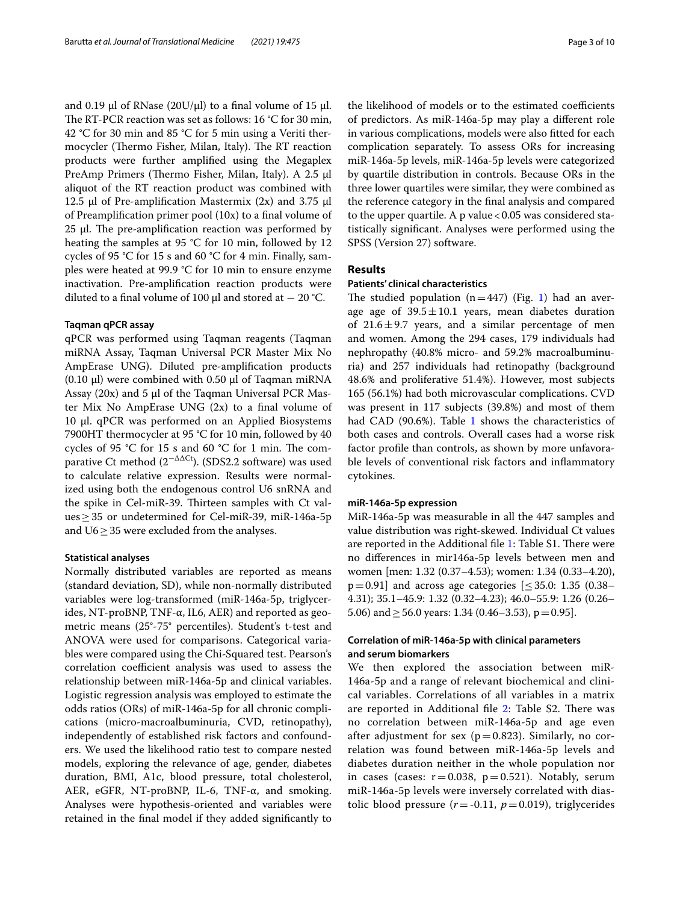and 0.19 µl of RNase (20U/µl) to a final volume of 15 µl. The RT-PCR reaction was set as follows: 16 °C for 30 min, 42 °C for 30 min and 85 °C for 5 min using a Veriti thermocycler (Thermo Fisher, Milan, Italy). The RT reaction products were further amplified using the Megaplex PreAmp Primers (Thermo Fisher, Milan, Italy). A 2.5 µl aliquot of the RT reaction product was combined with 12.5 µl of Pre-amplification Mastermix (2x) and 3.75 µl of Preamplification primer pool (10x) to a final volume of 25 µl. The pre-amplification reaction was performed by heating the samples at 95 °C for 10 min, followed by 12 cycles of 95 °C for 15 s and 60 °C for 4 min. Finally, samples were heated at 99.9 °C for 10 min to ensure enzyme inactivation. Pre-amplification reaction products were diluted to a final volume of 100 µl and stored at − 20 °C.

### Taqman qPCR assay

qPCR was performed using Taqman reagents (Taqman miRNA Assay, Taqman Universal PCR Master Mix No AmpErase UNG). Diluted pre-amplification products (0.10 µl) were combined with 0.50 µl of Taqman miRNA Assay (20x) and 5 µl of the Taqman Universal PCR Master Mix No AmpErase UNG (2x) to a final volume of 10 µl. qPCR was performed on an Applied Biosystems 7900HT thermocycler at 95 °C for 10 min, followed by 40 cycles of 95 °C for 15 s and 60 °C for 1 min. The comparative Ct method ($2^{-\Delta\Delta Ct}$). (SDS2.2 software) was used to calculate relative expression. Results were normalized using both the endogenous control U6 snRNA and the spike in Cel-miR-39. Thirteen samples with Ct values ≥ 35 or undetermined for Cel-miR-39, miR-146a-5p and U6 ≥ 35 were excluded from the analyses.

### Statistical analyses

Normally distributed variables are reported as means (standard deviation, SD), while non-normally distributed variables were log-transformed (miR-146a-5p, triglycerides, NT-proBNP, TNF-α, IL6, AER) and reported as geometric means (25°-75° percentiles). Student's t-test and ANOVA were used for comparisons. Categorical variables were compared using the Chi-Squared test. Pearson's correlation coefficient analysis was used to assess the relationship between miR-146a-5p and clinical variables. Logistic regression analysis was employed to estimate the odds ratios (ORs) of miR-146a-5p for all chronic complications (micro-macroalbuminuria, CVD, retinopathy), independently of established risk factors and confounders. We used the likelihood ratio test to compare nested models, exploring the relevance of age, gender, diabetes duration, BMI, A1c, blood pressure, total cholesterol, AER, eGFR, NT-proBNP, IL-6, TNF-α, and smoking. Analyses were hypothesis-oriented and variables were retained in the final model if they added significantly to the likelihood of models or to the estimated coefficients of predictors. As miR-146a-5p may play a different role in various complications, models were also fitted for each complication separately. To assess ORs for increasing miR-146a-5p levels, miR-146a-5p levels were categorized by quartile distribution in controls. Because ORs in the three lower quartiles were similar, they were combined as the reference category in the final analysis and compared to the upper quartile. A p value < 0.05 was considered statistically significant. Analyses were performed using the SPSS (Version 27) software.

## Results

### Patients' clinical characteristics

The studied population (n = 447) (Fig. 1) had an average age of 39.5 ± 10.1 years, mean diabetes duration of 21.6 ± 9.7 years, and a similar percentage of men and women. Among the 294 cases, 179 individuals had nephropathy (40.8% micro- and 59.2% macroalbuminuria) and 257 individuals had retinopathy (background 48.6% and proliferative 51.4%). However, most subjects 165 (56.1%) had both microvascular complications. CVD was present in 117 subjects (39.8%) and most of them had CAD (90.6%). Table 1 shows the characteristics of both cases and controls. Overall cases had a worse risk factor profile than controls, as shown by more unfavorable levels of conventional risk factors and inflammatory cytokines.

### miR-146a-5p expression

MiR-146a-5p was measurable in all the 447 samples and value distribution was right-skewed. Individual Ct values are reported in the Additional file 1: Table S1. There were no differences in mir146a-5p levels between men and women [men: 1.32 (0.37–4.53); women: 1.34 (0.33–4.20), p = 0.91] and across age categories [≤ 35.0: 1.35 (0.38–4.31); 35.1–45.9: 1.32 (0.32–4.23); 46.0–55.9: 1.26 (0.26–5.06) and ≥ 56.0 years: 1.34 (0.46–3.53), p = 0.95].

### Correlation of miR-146a-5p with clinical parameters and serum biomarkers

We then explored the association between miR-146a-5p and a range of relevant biochemical and clinical variables. Correlations of all variables in a matrix are reported in Additional file 2: Table S2. There was no correlation between miR-146a-5p and age even after adjustment for sex (p = 0.823). Similarly, no correlation was found between miR-146a-5p levels and diabetes duration neither in the whole population nor in cases (cases: r = 0.038, p = 0.521). Notably, serum miR-146a-5p levels were inversely correlated with diastolic blood pressure ($r$ = -0.11, $p$ = 0.019), triglycerides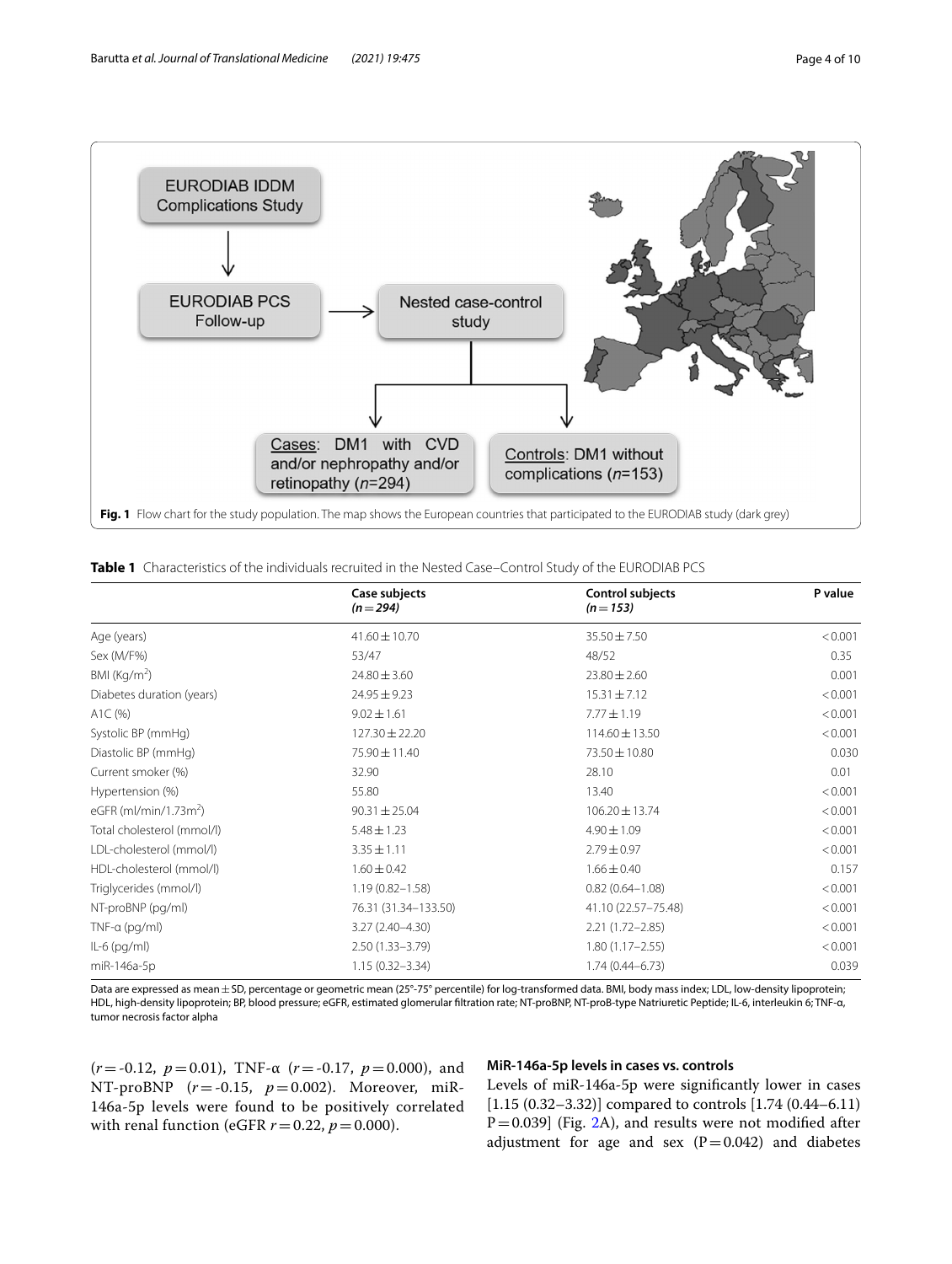EURODIAB IDDM Complications Study

EURODIAB PCS Follow-up

Nested case-control study

Cases: DM1 with CVD and/or nephropathy and/or retinopathy ($n$=294)

Controls: DM1 without complications ($n$=153)

**Fig. 1** Flow chart for the study population. The map shows the European countries that participated to the EURODIAB study (dark grey)

**Table 1** Characteristics of the individuals recruited in the Nested Case–Control Study of the EURODIAB PCS

| | Case subjects *(n = 294)* | Control subjects *(n = 153)* | P value |
|---|---|---|---|
| Age (years) | 41.60 ± 10.70 | 35.50 ± 7.50 | < 0.001 |
| Sex (M/F%) | 53/47 | 48/52 | 0.35 |
| BMI (Kg/m$^2$) | 24.80 ± 3.60 | 23.80 ± 2.60 | 0.001 |
| Diabetes duration (years) | 24.95 ± 9.23 | 15.31 ± 7.12 | < 0.001 |
| A1C (%) | 9.02 ± 1.61 | 7.77 ± 1.19 | < 0.001 |
| Systolic BP (mmHg) | 127.30 ± 22.20 | 114.60 ± 13.50 | < 0.001 |
| Diastolic BP (mmHg) | 75.90 ± 11.40 | 73.50 ± 10.80 | 0.030 |
| Current smoker (%) | 32.90 | 28.10 | 0.01 |
| Hypertension (%) | 55.80 | 13.40 | < 0.001 |
| eGFR (ml/min/1.73m$^2$) | 90.31 ± 25.04 | 106.20 ± 13.74 | < 0.001 |
| Total cholesterol (mmol/l) | 5.48 ± 1.23 | 4.90 ± 1.09 | < 0.001 |
| LDL-cholesterol (mmol/l) | 3.35 ± 1.11 | 2.79 ± 0.97 | < 0.001 |
| HDL-cholesterol (mmol/l) | 1.60 ± 0.42 | 1.66 ± 0.40 | 0.157 |
| Triglycerides (mmol/l) | 1.19 (0.82–1.58) | 0.82 (0.64–1.08) | < 0.001 |
| NT-proBNP (pg/ml) | 76.31 (31.34–133.50) | 41.10 (22.57–75.48) | < 0.001 |
| TNF-α (pg/ml) | 3.27 (2.40–4.30) | 2.21 (1.72–2.85) | < 0.001 |
| IL-6 (pg/ml) | 2.50 (1.33–3.79) | 1.80 (1.17–2.55) | < 0.001 |
| miR-146a-5p | 1.15 (0.32–3.34) | 1.74 (0.44–6.73) | 0.039 |

Data are expressed as mean ± SD, percentage or geometric mean (25°-75° percentile) for log-transformed data. BMI, body mass index; LDL, low-density lipoprotein; HDL, high-density lipoprotein; BP, blood pressure; eGFR, estimated glomerular filtration rate; NT-proBNP, NT-proB-type Natriuretic Peptide; IL-6, interleukin 6; TNF-α, tumor necrosis factor alpha

($r$ = -0.12, $p$ = 0.01), TNF-α ($r$ = -0.17, $p$ = 0.000), and NT-proBNP ($r$ = -0.15, $p$ = 0.002). Moreover, miR-146a-5p levels were found to be positively correlated with renal function (eGFR $r$ = 0.22, $p$ = 0.000).

### MiR-146a-5p levels in cases vs. controls

Levels of miR-146a-5p were significantly lower in cases [1.15 (0.32–3.32)] compared to controls [1.74 (0.44–6.11) P = 0.039] (Fig. 2A), and results were not modified after adjustment for age and sex (P = 0.042) and diabetes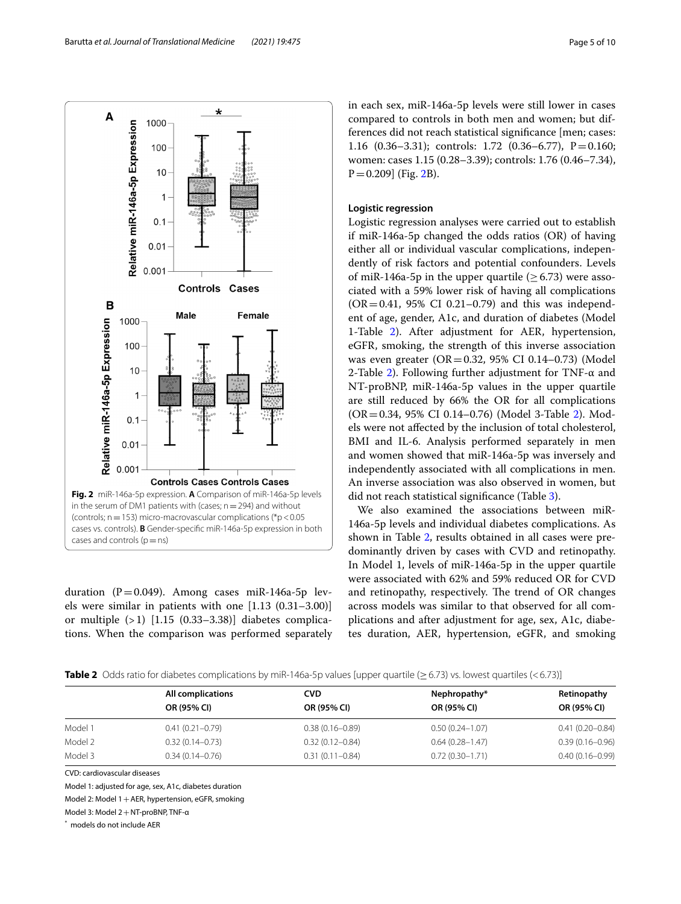A

*

1000
100
10
1
0.1
0.01
0.001

Relative miR-146a-5p Expression

Controls Cases

B

Male Female

1000
100
10
1
0.1
0.01
0.001

Relative miR-146a-5p Expression

Controls Cases Controls Cases

**Fig. 2** miR-146a-5p expression. **A** Comparison of miR-146a-5p levels in the serum of DM1 patients with (cases; n = 294) and without (controls; n = 153) micro-macrovascular complications (*p < 0.05 cases vs. controls). **B** Gender-specific miR-146a-5p expression in both cases and controls (p = ns)

duration (P = 0.049). Among cases miR-146a-5p levels were similar in patients with one [1.13 (0.31–3.00)] or multiple (> 1) [1.15 (0.33–3.38)] diabetes complications. When the comparison was performed separately in each sex, miR-146a-5p levels were still lower in cases compared to controls in both men and women; but differences did not reach statistical significance [men; cases: 1.16 (0.36–3.31); controls: 1.72 (0.36–6.77), P = 0.160; women: cases 1.15 (0.28–3.39); controls: 1.76 (0.46–7.34), P = 0.209] (Fig. 2B).

### Logistic regression

Logistic regression analyses were carried out to establish if miR-146a-5p changed the odds ratios (OR) of having either all or individual vascular complications, independently of risk factors and potential confounders. Levels of miR-146a-5p in the upper quartile (≥ 6.73) were associated with a 59% lower risk of having all complications (OR = 0.41, 95% CI 0.21–0.79) and this was independent of age, gender, A1c, and duration of diabetes (Model 1-Table 2). After adjustment for AER, hypertension, eGFR, smoking, the strength of this inverse association was even greater (OR = 0.32, 95% CI 0.14–0.73) (Model 2-Table 2). Following further adjustment for TNF-α and NT-proBNP, miR-146a-5p values in the upper quartile are still reduced by 66% the OR for all complications (OR = 0.34, 95% CI 0.14–0.76) (Model 3-Table 2). Models were not affected by the inclusion of total cholesterol, BMI and IL-6. Analysis performed separately in men and women showed that miR-146a-5p was inversely and independently associated with all complications in men. An inverse association was also observed in women, but did not reach statistical significance (Table 3).

We also examined the associations between miR-146a-5p levels and individual diabetes complications. As shown in Table 2, results obtained in all cases were predominantly driven by cases with CVD and retinopathy. In Model 1, levels of miR-146a-5p in the upper quartile were associated with 62% and 59% reduced OR for CVD and retinopathy, respectively. The trend of OR changes across models was similar to that observed for all complications and after adjustment for age, sex, A1c, diabetes duration, AER, hypertension, eGFR, and smoking

**Table 2** Odds ratio for diabetes complications by miR-146a-5p values [upper quartile (≥ 6.73) vs. lowest quartiles (< 6.73)]

| | All complications OR (95% CI) | CVD OR (95% CI) | Nephropathy* OR (95% CI) | Retinopathy OR (95% CI) |
|---|---|---|---|---|
| Model 1 | 0.41 (0.21–0.79) | 0.38 (0.16–0.89) | 0.50 (0.24–1.07) | 0.41 (0.20–0.84) |
| Model 2 | 0.32 (0.14–0.73) | 0.32 (0.12–0.84) | 0.64 (0.28–1.47) | 0.39 (0.16–0.96) |
| Model 3 | 0.34 (0.14–0.76) | 0.31 (0.11–0.84) | 0.72 (0.30–1.71) | 0.40 (0.16–0.99) |

CVD: cardiovascular diseases

Model 1: adjusted for age, sex, A1c, diabetes duration

Model 2: Model 1 + AER, hypertension, eGFR, smoking

Model 3: Model 2 + NT-proBNP, TNF-α

* models do not include AER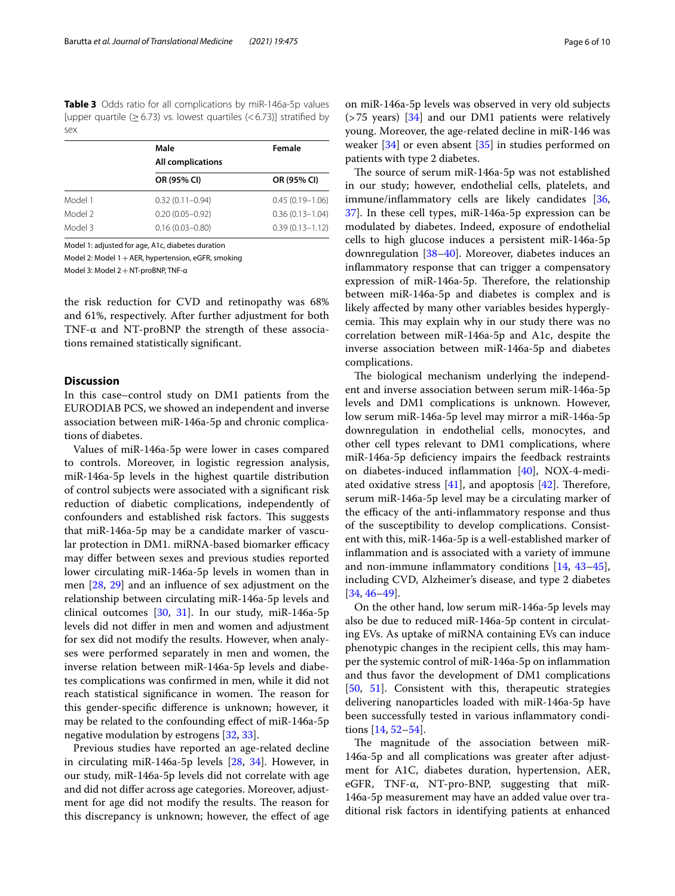**Table 3** Odds ratio for all complications by miR-146a-5p values [upper quartile (≥6.73) vs. lowest quartiles (<6.73)] stratified by sex

| | Male | Female |
|---|---|---|
| | All complications | |
| | OR (95% CI) | OR (95% CI) |
| Model 1 | 0.32 (0.11–0.94) | 0.45 (0.19–1.06) |
| Model 2 | 0.20 (0.05–0.92) | 0.36 (0.13–1.04) |
| Model 3 | 0.16 (0.03–0.80) | 0.39 (0.13–1.12) |

Model 1: adjusted for age, A1c, diabetes duration

Model 2: Model 1 + AER, hypertension, eGFR, smoking

Model 3: Model 2 + NT-proBNP, TNF-α

the risk reduction for CVD and retinopathy was 68% and 61%, respectively. After further adjustment for both TNF-α and NT-proBNP the strength of these associations remained statistically significant.

## Discussion

In this case–control study on DM1 patients from the EURODIAB PCS, we showed an independent and inverse association between miR-146a-5p and chronic complications of diabetes.

Values of miR-146a-5p were lower in cases compared to controls. Moreover, in logistic regression analysis, miR-146a-5p levels in the highest quartile distribution of control subjects were associated with a significant risk reduction of diabetic complications, independently of confounders and established risk factors. This suggests that miR-146a-5p may be a candidate marker of vascular protection in DM1. miRNA-based biomarker efficacy may differ between sexes and previous studies reported lower circulating miR-146a-5p levels in women than in men [28, 29] and an influence of sex adjustment on the relationship between circulating miR-146a-5p levels and clinical outcomes [30, 31]. In our study, miR-146a-5p levels did not differ in men and women and adjustment for sex did not modify the results. However, when analyses were performed separately in men and women, the inverse relation between miR-146a-5p levels and diabetes complications was confirmed in men, while it did not reach statistical significance in women. The reason for this gender-specific difference is unknown; however, it may be related to the confounding effect of miR-146a-5p negative modulation by estrogens [32, 33].

Previous studies have reported an age-related decline in circulating miR-146a-5p levels [28, 34]. However, in our study, miR-146a-5p levels did not correlate with age and did not differ across age categories. Moreover, adjustment for age did not modify the results. The reason for this discrepancy is unknown; however, the effect of age on miR-146a-5p levels was observed in very old subjects (>75 years) [34] and our DM1 patients were relatively young. Moreover, the age-related decline in miR-146 was weaker [34] or even absent [35] in studies performed on patients with type 2 diabetes.

The source of serum miR-146a-5p was not established in our study; however, endothelial cells, platelets, and immune/inflammatory cells are likely candidates [36, 37]. In these cell types, miR-146a-5p expression can be modulated by diabetes. Indeed, exposure of endothelial cells to high glucose induces a persistent miR-146a-5p downregulation [38–40]. Moreover, diabetes induces an inflammatory response that can trigger a compensatory expression of miR-146a-5p. Therefore, the relationship between miR-146a-5p and diabetes is complex and is likely affected by many other variables besides hyperglycemia. This may explain why in our study there was no correlation between miR-146a-5p and A1c, despite the inverse association between miR-146a-5p and diabetes complications.

The biological mechanism underlying the independent and inverse association between serum miR-146a-5p levels and DM1 complications is unknown. However, low serum miR-146a-5p level may mirror a miR-146a-5p downregulation in endothelial cells, monocytes, and other cell types relevant to DM1 complications, where miR-146a-5p deficiency impairs the feedback restraints on diabetes-induced inflammation [40], NOX-4-mediated oxidative stress [41], and apoptosis [42]. Therefore, serum miR-146a-5p level may be a circulating marker of the efficacy of the anti-inflammatory response and thus of the susceptibility to develop complications. Consistent with this, miR-146a-5p is a well-established marker of inflammation and is associated with a variety of immune and non-immune inflammatory conditions [14, 43–45], including CVD, Alzheimer's disease, and type 2 diabetes [34, 46–49].

On the other hand, low serum miR-146a-5p levels may also be due to reduced miR-146a-5p content in circulating EVs. As uptake of miRNA containing EVs can induce phenotypic changes in the recipient cells, this may hamper the systemic control of miR-146a-5p on inflammation and thus favor the development of DM1 complications [50, 51]. Consistent with this, therapeutic strategies delivering nanoparticles loaded with miR-146a-5p have been successfully tested in various inflammatory conditions [14, 52–54].

The magnitude of the association between miR-146a-5p and all complications was greater after adjustment for A1C, diabetes duration, hypertension, AER, eGFR, TNF-α, NT-pro-BNP, suggesting that miR-146a-5p measurement may have an added value over traditional risk factors in identifying patients at enhanced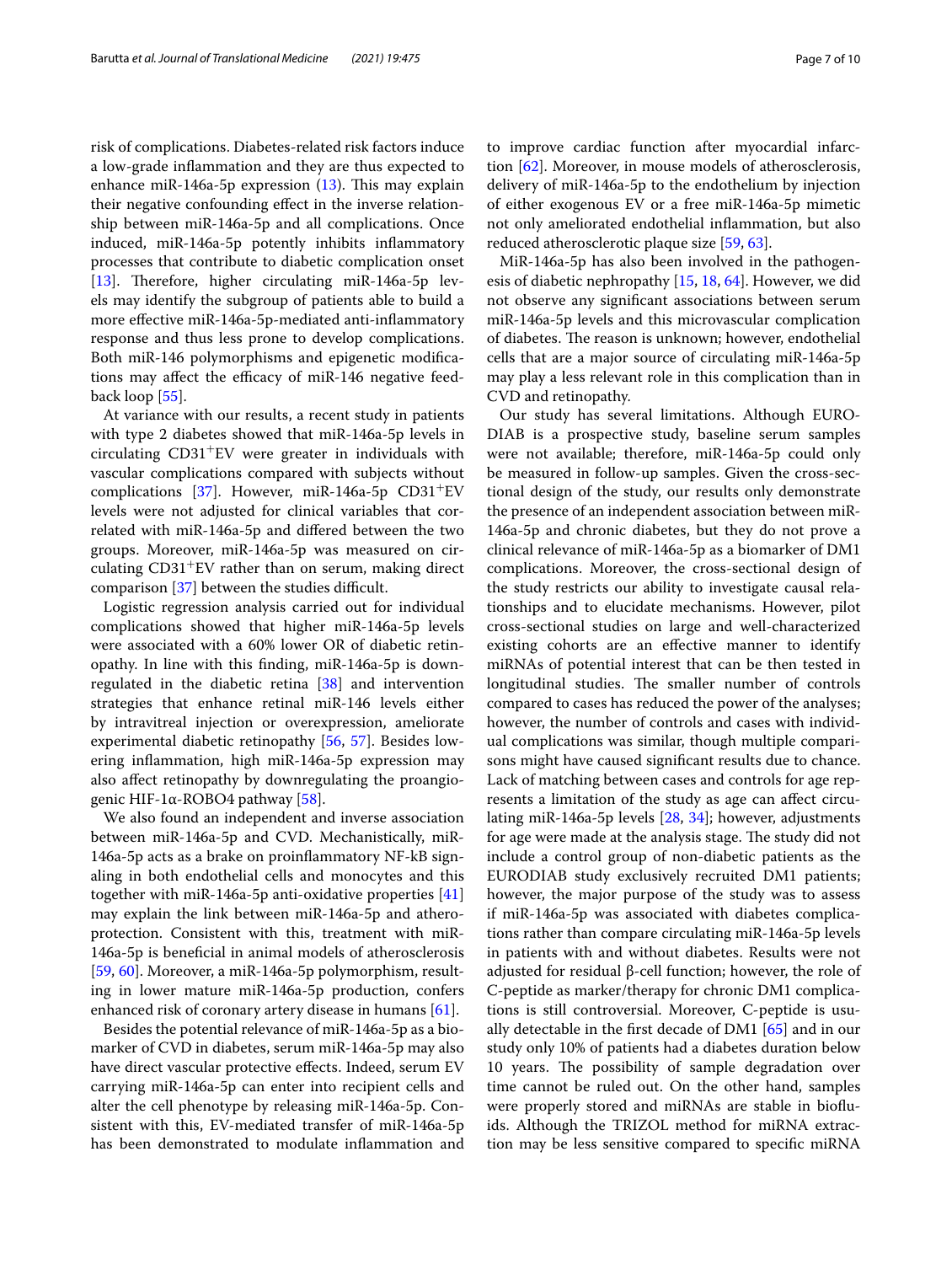risk of complications. Diabetes-related risk factors induce a low-grade inflammation and they are thus expected to enhance miR-146a-5p expression (13). This may explain their negative confounding effect in the inverse relationship between miR-146a-5p and all complications. Once induced, miR-146a-5p potently inhibits inflammatory processes that contribute to diabetic complication onset [13]. Therefore, higher circulating miR-146a-5p levels may identify the subgroup of patients able to build a more effective miR-146a-5p-mediated anti-inflammatory response and thus less prone to develop complications. Both miR-146 polymorphisms and epigenetic modifications may affect the efficacy of miR-146 negative feedback loop [55].

At variance with our results, a recent study in patients with type 2 diabetes showed that miR-146a-5p levels in circulating $CD31^{+}$EV were greater in individuals with vascular complications compared with subjects without complications [37]. However, miR-146a-5p $CD31^{+}$EV levels were not adjusted for clinical variables that correlated with miR-146a-5p and differed between the two groups. Moreover, miR-146a-5p was measured on circulating $CD31^{+}$EV rather than on serum, making direct comparison [37] between the studies difficult.

Logistic regression analysis carried out for individual complications showed that higher miR-146a-5p levels were associated with a 60% lower OR of diabetic retinopathy. In line with this finding, miR-146a-5p is downregulated in the diabetic retina [38] and intervention strategies that enhance retinal miR-146 levels either by intravitreal injection or overexpression, ameliorate experimental diabetic retinopathy [56, 57]. Besides lowering inflammation, high miR-146a-5p expression may also affect retinopathy by downregulating the proangiogenic HIF-1α-ROBO4 pathway [58].

We also found an independent and inverse association between miR-146a-5p and CVD. Mechanistically, miR-146a-5p acts as a brake on proinflammatory NF-kB signaling in both endothelial cells and monocytes and this together with miR-146a-5p anti-oxidative properties [41] may explain the link between miR-146a-5p and atheroprotection. Consistent with this, treatment with miR-146a-5p is beneficial in animal models of atherosclerosis [59, 60]. Moreover, a miR-146a-5p polymorphism, resulting in lower mature miR-146a-5p production, confers enhanced risk of coronary artery disease in humans [61].

Besides the potential relevance of miR-146a-5p as a biomarker of CVD in diabetes, serum miR-146a-5p may also have direct vascular protective effects. Indeed, serum EV carrying miR-146a-5p can enter into recipient cells and alter the cell phenotype by releasing miR-146a-5p. Consistent with this, EV-mediated transfer of miR-146a-5p has been demonstrated to modulate inflammation and to improve cardiac function after myocardial infarction [62]. Moreover, in mouse models of atherosclerosis, delivery of miR-146a-5p to the endothelium by injection of either exogenous EV or a free miR-146a-5p mimetic not only ameliorated endothelial inflammation, but also reduced atherosclerotic plaque size [59, 63].

MiR-146a-5p has also been involved in the pathogenesis of diabetic nephropathy [15, 18, 64]. However, we did not observe any significant associations between serum miR-146a-5p levels and this microvascular complication of diabetes. The reason is unknown; however, endothelial cells that are a major source of circulating miR-146a-5p may play a less relevant role in this complication than in CVD and retinopathy.

Our study has several limitations. Although EURODIAB is a prospective study, baseline serum samples were not available; therefore, miR-146a-5p could only be measured in follow-up samples. Given the cross-sectional design of the study, our results only demonstrate the presence of an independent association between miR-146a-5p and chronic diabetes, but they do not prove a clinical relevance of miR-146a-5p as a biomarker of DM1 complications. Moreover, the cross-sectional design of the study restricts our ability to investigate causal relationships and to elucidate mechanisms. However, pilot cross-sectional studies on large and well-characterized existing cohorts are an effective manner to identify miRNAs of potential interest that can be then tested in longitudinal studies. The smaller number of controls compared to cases has reduced the power of the analyses; however, the number of controls and cases with individual complications was similar, though multiple comparisons might have caused significant results due to chance. Lack of matching between cases and controls for age represents a limitation of the study as age can affect circulating miR-146a-5p levels [28, 34]; however, adjustments for age were made at the analysis stage. The study did not include a control group of non-diabetic patients as the EURODIAB study exclusively recruited DM1 patients; however, the major purpose of the study was to assess if miR-146a-5p was associated with diabetes complications rather than compare circulating miR-146a-5p levels in patients with and without diabetes. Results were not adjusted for residual β-cell function; however, the role of C-peptide as marker/therapy for chronic DM1 complications is still controversial. Moreover, C-peptide is usually detectable in the first decade of DM1 [65] and in our study only 10% of patients had a diabetes duration below 10 years. The possibility of sample degradation over time cannot be ruled out. On the other hand, samples were properly stored and miRNAs are stable in biofluids. Although the TRIZOL method for miRNA extraction may be less sensitive compared to specific miRNA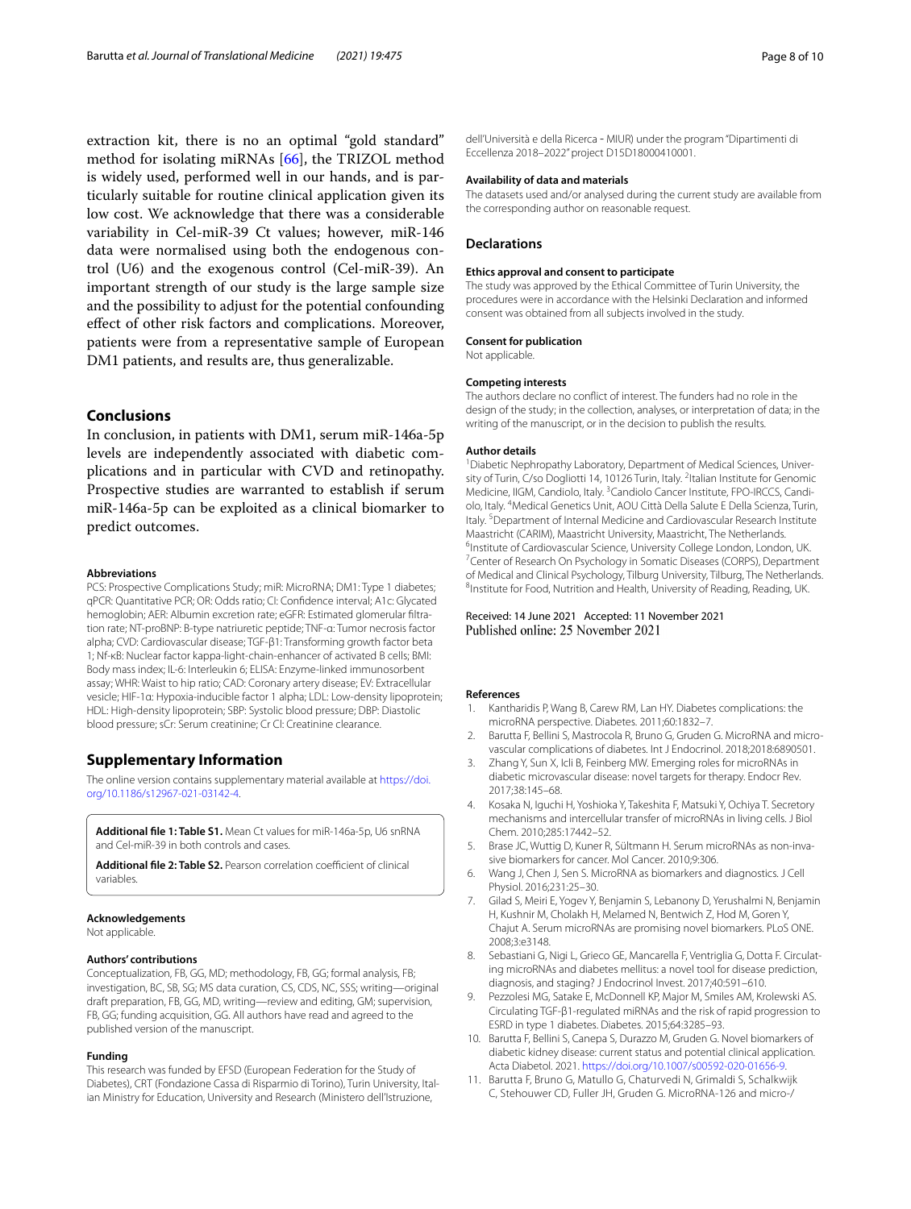extraction kit, there is no an optimal "gold standard" method for isolating miRNAs [66], the TRIZOL method is widely used, performed well in our hands, and is particularly suitable for routine clinical application given its low cost. We acknowledge that there was a considerable variability in Cel-miR-39 Ct values; however, miR-146 data were normalised using both the endogenous control (U6) and the exogenous control (Cel-miR-39). An important strength of our study is the large sample size and the possibility to adjust for the potential confounding effect of other risk factors and complications. Moreover, patients were from a representative sample of European DM1 patients, and results are, thus generalizable.

## Conclusions

In conclusion, in patients with DM1, serum miR-146a-5p levels are independently associated with diabetic complications and in particular with CVD and retinopathy. Prospective studies are warranted to establish if serum miR-146a-5p can be exploited as a clinical biomarker to predict outcomes.

#### Abbreviations

PCS: Prospective Complications Study; miR: MicroRNA; DM1: Type 1 diabetes; qPCR: Quantitative PCR; OR: Odds ratio; CI: Confidence interval; A1c: Glycated hemoglobin; AER: Albumin excretion rate; eGFR: Estimated glomerular filtration rate; NT-proBNP: B-type natriuretic peptide; TNF-α: Tumor necrosis factor alpha; CVD: Cardiovascular disease; TGF-β1: Transforming growth factor beta 1; Nf-κB: Nuclear factor kappa-light-chain-enhancer of activated B cells; BMI: Body mass index; IL-6: Interleukin 6; ELISA: Enzyme-linked immunosorbent assay; WHR: Waist to hip ratio; CAD: Coronary artery disease; EV: Extracellular vesicle; HIF-1α: Hypoxia-inducible factor 1 alpha; LDL: Low-density lipoprotein; HDL: High-density lipoprotein; SBP: Systolic blood pressure; DBP: Diastolic blood pressure; sCr: Serum creatinine; Cr Cl: Creatinine clearance.

## Supplementary Information

The online version contains supplementary material available at https://doi.org/10.1186/s12967-021-03142-4.

**Additional file 1: Table S1.** Mean Ct values for miR-146a-5p, U6 snRNA and Cel-miR-39 in both controls and cases.

**Additional file 2: Table S2.** Pearson correlation coefficient of clinical variables.

#### Acknowledgements

Not applicable.

#### Authors' contributions

Conceptualization, FB, GG, MD; methodology, FB, GG; formal analysis, FB; investigation, BC, SB, SG; MS data curation, CS, CDS, NC, SSS; writing—original draft preparation, FB, GG, MD, writing—review and editing, GM; supervision, FB, GG; funding acquisition, GG. All authors have read and agreed to the published version of the manuscript.

#### Funding

This research was funded by EFSD (European Federation for the Study of Diabetes), CRT (Fondazione Cassa di Risparmio di Torino), Turin University, Italian Ministry for Education, University and Research (Ministero dell'Istruzione, dell'Università e della Ricerca - MIUR) under the program "Dipartimenti di Eccellenza 2018–2022" project D15D18000410001.

#### Availability of data and materials

The datasets used and/or analysed during the current study are available from the corresponding author on reasonable request.

## Declarations

#### Ethics approval and consent to participate

The study was approved by the Ethical Committee of Turin University, the procedures were in accordance with the Helsinki Declaration and informed consent was obtained from all subjects involved in the study.

#### Consent for publication

Not applicable.

#### Competing interests

The authors declare no conflict of interest. The funders had no role in the design of the study; in the collection, analyses, or interpretation of data; in the writing of the manuscript, or in the decision to publish the results.

#### Author details

[1]Diabetic Nephropathy Laboratory, Department of Medical Sciences, University of Turin, C/so Dogliotti 14, 10126 Turin, Italy. [2]Italian Institute for Genomic Medicine, IIGM, Candiolo, Italy. [3]Candiolo Cancer Institute, FPO-IRCCS, Candiolo, Italy. [4]Medical Genetics Unit, AOU Città Della Salute E Della Scienza, Turin, Italy. [5]Department of Internal Medicine and Cardiovascular Research Institute Maastricht (CARIM), Maastricht University, Maastricht, The Netherlands. [6]Institute of Cardiovascular Science, University College London, London, UK. [7]Center of Research On Psychology in Somatic Diseases (CORPS), Department of Medical and Clinical Psychology, Tilburg University, Tilburg, The Netherlands. [8]Institute for Food, Nutrition and Health, University of Reading, Reading, UK.

Received: 14 June 2021 Accepted: 11 November 2021
Published online: 25 November 2021

#### References

1. Kantharidis P, Wang B, Carew RM, Lan HY. Diabetes complications: the microRNA perspective. Diabetes. 2011;60:1832–7.
2. Barutta F, Bellini S, Mastrocola R, Bruno G, Gruden G. MicroRNA and microvascular complications of diabetes. Int J Endocrinol. 2018;2018:6890501.
3. Zhang Y, Sun X, Icli B, Feinberg MW. Emerging roles for microRNAs in diabetic microvascular disease: novel targets for therapy. Endocr Rev. 2017;38:145–68.
4. Kosaka N, Iguchi H, Yoshioka Y, Takeshita F, Matsuki Y, Ochiya T. Secretory mechanisms and intercellular transfer of microRNAs in living cells. J Biol Chem. 2010;285:17442–52.
5. Brase JC, Wuttig D, Kuner R, Sültmann H. Serum microRNAs as non-invasive biomarkers for cancer. Mol Cancer. 2010;9:306.
6. Wang J, Chen J, Sen S. MicroRNA as biomarkers and diagnostics. J Cell Physiol. 2016;231:25–30.
7. Gilad S, Meiri E, Yogev Y, Benjamin S, Lebanony D, Yerushalmi N, Benjamin H, Kushnir M, Cholakh H, Melamed N, Bentwich Z, Hod M, Goren Y, Chajut A. Serum microRNAs are promising novel biomarkers. PLoS ONE. 2008;3:e3148.
8. Sebastiani G, Nigi L, Grieco GE, Mancarella F, Ventriglia G, Dotta F. Circulating microRNAs and diabetes mellitus: a novel tool for disease prediction, diagnosis, and staging? J Endocrinol Invest. 2017;40:591–610.
9. Pezzolesi MG, Satake E, McDonnell KP, Major M, Smiles AM, Krolewski AS. Circulating TGF-β1-regulated miRNAs and the risk of rapid progression to ESRD in type 1 diabetes. Diabetes. 2015;64:3285–93.
10. Barutta F, Bellini S, Canepa S, Durazzo M, Gruden G. Novel biomarkers of diabetic kidney disease: current status and potential clinical application. Acta Diabetol. 2021. https://doi.org/10.1007/s00592-020-01656-9.
11. Barutta F, Bruno G, Matullo G, Chaturvedi N, Grimaldi S, Schalkwijk C, Stehouwer CD, Fuller JH, Gruden G. MicroRNA-126 and micro-/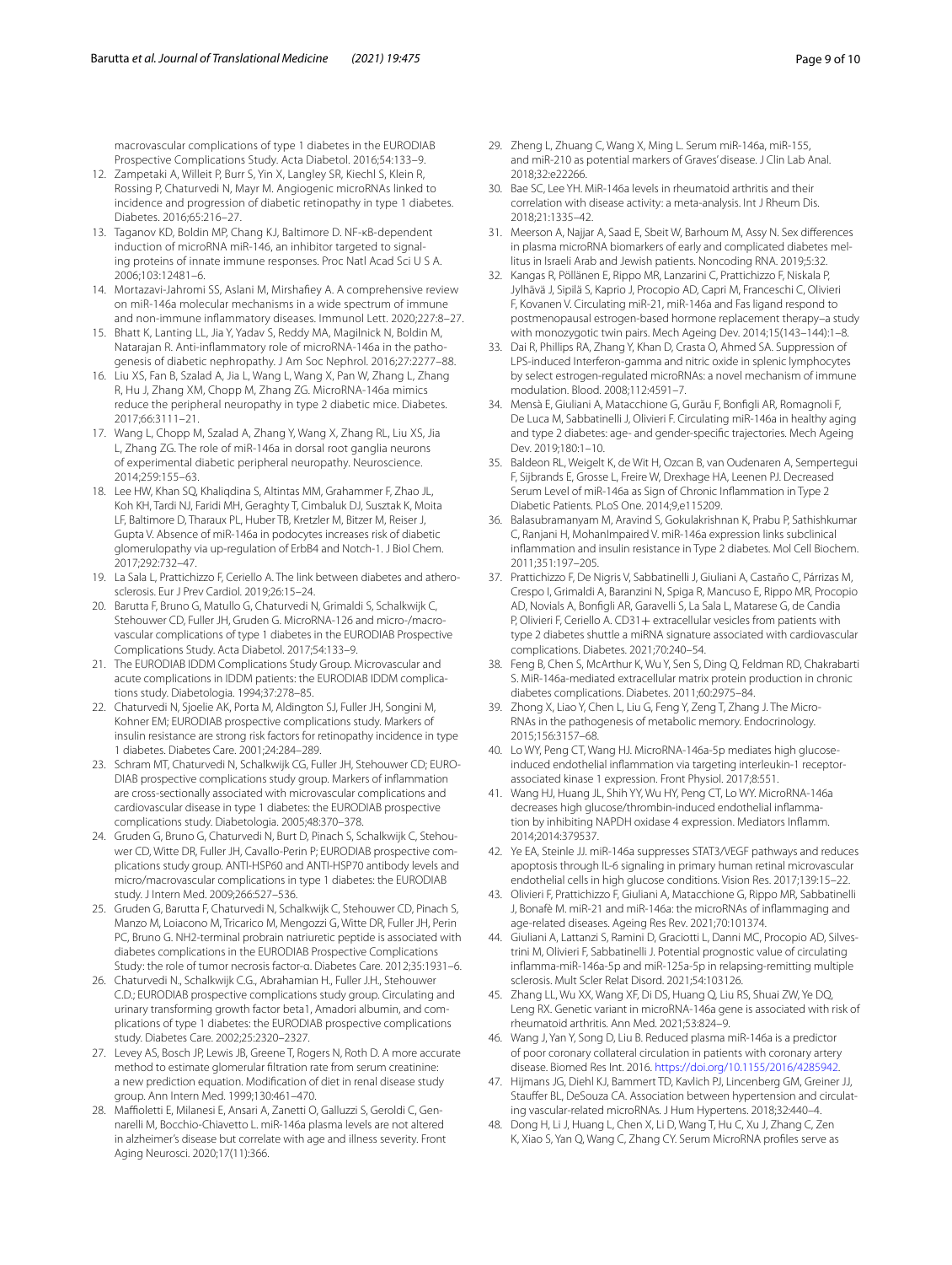macrovascular complications of type 1 diabetes in the EURODIAB Prospective Complications Study. Acta Diabetol. 2016;54:133–9.

12. Zampetaki A, Willeit P, Burr S, Yin X, Langley SR, Kiechl S, Klein R, Rossing P, Chaturvedi N, Mayr M. Angiogenic microRNAs linked to incidence and progression of diabetic retinopathy in type 1 diabetes. Diabetes. 2016;65:216–27.
13. Taganov KD, Boldin MP, Chang KJ, Baltimore D. NF-κB-dependent induction of microRNA miR-146, an inhibitor targeted to signaling proteins of innate immune responses. Proc Natl Acad Sci U S A. 2006;103:12481–6.
14. Mortazavi-Jahromi SS, Aslani M, Mirshafiey A. A comprehensive review on miR-146a molecular mechanisms in a wide spectrum of immune and non-immune inflammatory diseases. Immunol Lett. 2020;227:8–27.
15. Bhatt K, Lanting LL, Jia Y, Yadav S, Reddy MA, Magilnick N, Boldin M, Natarajan R. Anti-inflammatory role of microRNA-146a in the pathogenesis of diabetic nephropathy. J Am Soc Nephrol. 2016;27:2277–88.
16. Liu XS, Fan B, Szalad A, Jia L, Wang L, Wang X, Pan W, Zhang L, Zhang R, Hu J, Zhang XM, Chopp M, Zhang ZG. MicroRNA-146a mimics reduce the peripheral neuropathy in type 2 diabetic mice. Diabetes. 2017;66:3111–21.
17. Wang L, Chopp M, Szalad A, Zhang Y, Wang X, Zhang RL, Liu XS, Jia L, Zhang ZG. The role of miR-146a in dorsal root ganglia neurons of experimental diabetic peripheral neuropathy. Neuroscience. 2014;259:155–63.
18. Lee HW, Khan SQ, Khaliqdina S, Altintas MM, Grahammer F, Zhao JL, Koh KH, Tardi NJ, Faridi MH, Geraghty T, Cimbaluk DJ, Susztak K, Moita LF, Baltimore D, Tharaux PL, Huber TB, Kretzler M, Bitzer M, Reiser J, Gupta V. Absence of miR-146a in podocytes increases risk of diabetic glomerulopathy via up-regulation of ErbB4 and Notch-1. J Biol Chem. 2017;292:732–47.
19. La Sala L, Prattichizzo F, Ceriello A. The link between diabetes and atherosclerosis. Eur J Prev Cardiol. 2019;26:15–24.
20. Barutta F, Bruno G, Matullo G, Chaturvedi N, Grimaldi S, Schalkwijk C, Stehouwer CD, Fuller JH, Gruden G. MicroRNA-126 and micro-/macrovascular complications of type 1 diabetes in the EURODIAB Prospective Complications Study. Acta Diabetol. 2017;54:133–9.
21. The EURODIAB IDDM Complications Study Group. Microvascular and acute complications in IDDM patients: the EURODIAB IDDM complications study. Diabetologia. 1994;37:278–85.
22. Chaturvedi N, Sjoelie AK, Porta M, Aldington SJ, Fuller JH, Songini M, Kohner EM; EURODIAB prospective complications study. Markers of insulin resistance are strong risk factors for retinopathy incidence in type 1 diabetes. Diabetes Care. 2001;24:284–289.
23. Schram MT, Chaturvedi N, Schalkwijk CG, Fuller JH, Stehouwer CD; EURODIAB prospective complications study group. Markers of inflammation are cross-sectionally associated with microvascular complications and cardiovascular disease in type 1 diabetes: the EURODIAB prospective complications study. Diabetologia. 2005;48:370–378.
24. Gruden G, Bruno G, Chaturvedi N, Burt D, Pinach S, Schalkwijk C, Stehouwer CD, Witte DR, Fuller JH, Cavallo-Perin P; EURODIAB prospective complications study group. ANTI-HSP60 and ANTI-HSP70 antibody levels and micro/macrovascular complications in type 1 diabetes: the EURODIAB study. J Intern Med. 2009;266:527–536.
25. Gruden G, Barutta F, Chaturvedi N, Schalkwijk C, Stehouwer CD, Pinach S, Manzo M, Loiacono M, Tricarico M, Mengozzi G, Witte DR, Fuller JH, Perin PC, Bruno G. NH2-terminal probrain natriuretic peptide is associated with diabetes complications in the EURODIAB Prospective Complications Study: the role of tumor necrosis factor-α. Diabetes Care. 2012;35:1931–6.
26. Chaturvedi N., Schalkwijk C.G., Abrahamian H., Fuller J.H., Stehouwer C.D.; EURODIAB prospective complications study group. Circulating and urinary transforming growth factor beta1, Amadori albumin, and complications of type 1 diabetes: the EURODIAB prospective complications study. Diabetes Care. 2002;25:2320–2327.
27. Levey AS, Bosch JP, Lewis JB, Greene T, Rogers N, Roth D. A more accurate method to estimate glomerular filtration rate from serum creatinine: a new prediction equation. Modification of diet in renal disease study group. Ann Intern Med. 1999;130:461–470.
28. Maffioletti E, Milanesi E, Ansari A, Zanetti O, Galluzzi S, Geroldi C, Gennarelli M, Bocchio-Chiavetto L. miR-146a plasma levels are not altered in alzheimer's disease but correlate with age and illness severity. Front Aging Neurosci. 2020;17(11):366.
29. Zheng L, Zhuang C, Wang X, Ming L. Serum miR-146a, miR-155, and miR-210 as potential markers of Graves' disease. J Clin Lab Anal. 2018;32:e22266.
30. Bae SC, Lee YH. MiR-146a levels in rheumatoid arthritis and their correlation with disease activity: a meta-analysis. Int J Rheum Dis. 2018;21:1335–42.
31. Meerson A, Najjar A, Saad E, Sbeit W, Barhoum M, Assy N. Sex differences in plasma microRNA biomarkers of early and complicated diabetes mellitus in Israeli Arab and Jewish patients. Noncoding RNA. 2019;5:32.
32. Kangas R, Pöllänen E, Rippo MR, Lanzarini C, Prattichizzo F, Niskala P, Jylhävä J, Sipilä S, Kaprio J, Procopio AD, Capri M, Franceschi C, Olivieri F, Kovanen V. Circulating miR-21, miR-146a and Fas ligand respond to postmenopausal estrogen-based hormone replacement therapy–a study with monozygotic twin pairs. Mech Ageing Dev. 2014;15(143–144):1–8.
33. Dai R, Phillips RA, Zhang Y, Khan D, Crasta O, Ahmed SA. Suppression of LPS-induced Interferon-gamma and nitric oxide in splenic lymphocytes by select estrogen-regulated microRNAs: a novel mechanism of immune modulation. Blood. 2008;112:4591–7.
34. Mensà E, Giuliani A, Matacchione G, Gurău F, Bonfigli AR, Romagnoli F, De Luca M, Sabbatinelli J, Olivieri F. Circulating miR-146a in healthy aging and type 2 diabetes: age- and gender-specific trajectories. Mech Ageing Dev. 2019;180:1–10.
35. Baldeon RL, Weigelt K, de Wit H, Ozcan B, van Oudenaren A, Sempertegui F, Sijbrands E, Grosse L, Freire W, Drexhage HA, Leenen PJ. Decreased Serum Level of miR-146a as Sign of Chronic Inflammation in Type 2 Diabetic Patients. PLoS One. 2014;9,e115209.
36. Balasubramanyam M, Aravind S, Gokulakrishnan K, Prabu P, Sathishkumar C, Ranjani H, MohanImpaired V. miR-146a expression links subclinical inflammation and insulin resistance in Type 2 diabetes. Mol Cell Biochem. 2011;351:197–205.
37. Prattichizzo F, De Nigris V, Sabbatinelli J, Giuliani A, Castaño C, Párrizas M, Crespo I, Grimaldi A, Baranzini N, Spiga R, Mancuso E, Rippo MR, Procopio AD, Novials A, Bonfigli AR, Garavelli S, La Sala L, Matarese G, de Candia P, Olivieri F, Ceriello A. CD31+ extracellular vesicles from patients with type 2 diabetes shuttle a miRNA signature associated with cardiovascular complications. Diabetes. 2021;70:240–54.
38. Feng B, Chen S, McArthur K, Wu Y, Sen S, Ding Q, Feldman RD, Chakrabarti S. MiR-146a-mediated extracellular matrix protein production in chronic diabetes complications. Diabetes. 2011;60:2975–84.
39. Zhong X, Liao Y, Chen L, Liu G, Feng Y, Zeng T, Zhang J. The MicroRNAs in the pathogenesis of metabolic memory. Endocrinology. 2015;156:3157–68.
40. Lo WY, Peng CT, Wang HJ. MicroRNA-146a-5p mediates high glucose-induced endothelial inflammation via targeting interleukin-1 receptor-associated kinase 1 expression. Front Physiol. 2017;8:551.
41. Wang HJ, Huang JL, Shih YY, Wu HY, Peng CT, Lo WY. MicroRNA-146a decreases high glucose/thrombin-induced endothelial inflammation by inhibiting NAPDH oxidase 4 expression. Mediators Inflamm. 2014;2014:379537.
42. Ye EA, Steinle JJ. miR-146a suppresses STAT3/VEGF pathways and reduces apoptosis through IL-6 signaling in primary human retinal microvascular endothelial cells in high glucose conditions. Vision Res. 2017;139:15–22.
43. Olivieri F, Prattichizzo F, Giuliani A, Matacchione G, Rippo MR, Sabbatinelli J, Bonafè M. miR-21 and miR-146a: the microRNAs of inflammaging and age-related diseases. Ageing Res Rev. 2021;70:101374.
44. Giuliani A, Lattanzi S, Ramini D, Graciotti L, Danni MC, Procopio AD, Silvestrini M, Olivieri F, Sabbatinelli J. Potential prognostic value of circulating inflamma-miR-146a-5p and miR-125a-5p in relapsing-remitting multiple sclerosis. Mult Scler Relat Disord. 2021;54:103126.
45. Zhang LL, Wu XX, Wang XF, Di DS, Huang Q, Liu RS, Shuai ZW, Ye DQ, Leng RX. Genetic variant in microRNA-146a gene is associated with risk of rheumatoid arthritis. Ann Med. 2021;53:824–9.
46. Wang J, Yan Y, Song D, Liu B. Reduced plasma miR-146a is a predictor of poor coronary collateral circulation in patients with coronary artery disease. Biomed Res Int. 2016. https://doi.org/10.1155/2016/4285942.
47. Hijmans JG, Diehl KJ, Bammert TD, Kavlich PJ, Lincenberg GM, Greiner JJ, Stauffer BL, DeSouza CA. Association between hypertension and circulating vascular-related microRNAs. J Hum Hypertens. 2018;32:440–4.
48. Dong H, Li J, Huang L, Chen X, Li D, Wang T, Hu C, Xu J, Zhang C, Zen K, Xiao S, Yan Q, Wang C, Zhang CY. Serum MicroRNA profiles serve as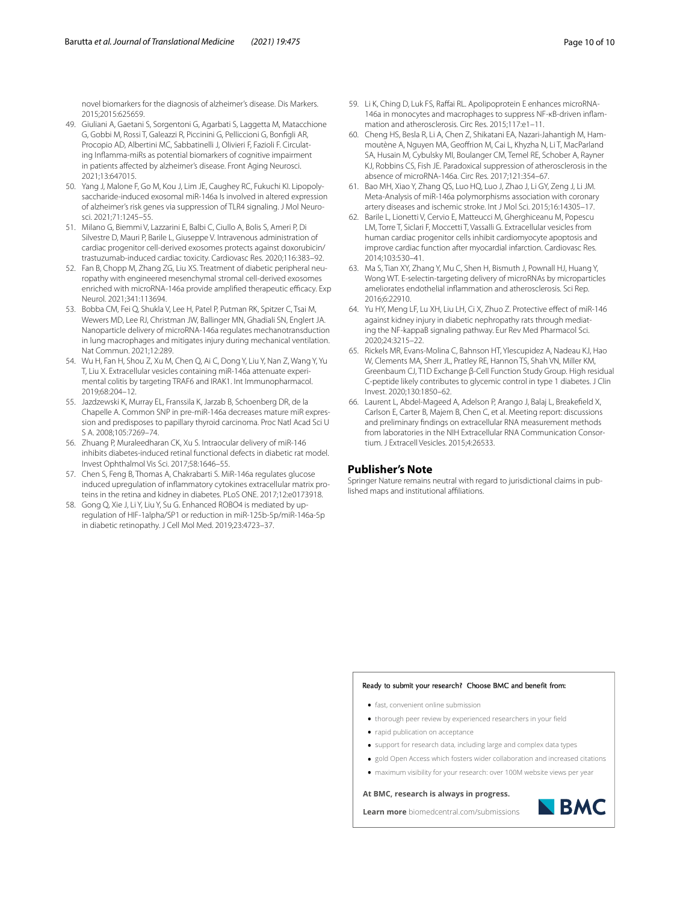novel biomarkers for the diagnosis of alzheimer's disease. Dis Markers. 2015;2015:625659.

49. Giuliani A, Gaetani S, Sorgentoni G, Agarbati S, Laggetta M, Matacchione G, Gobbi M, Rossi T, Galeazzi R, Piccinini G, Pelliccioni G, Bonfigli AR, Procopio AD, Albertini MC, Sabbatinelli J, Olivieri F, Fazioli F. Circulating Inflamma-miRs as potential biomarkers of cognitive impairment in patients affected by alzheimer's disease. Front Aging Neurosci. 2021;13:647015.
50. Yang J, Malone F, Go M, Kou J, Lim JE, Caughey RC, Fukuchi KI. Lipopolysaccharide-induced exosomal miR-146a Is involved in altered expression of alzheimer's risk genes via suppression of TLR4 signaling. J Mol Neurosci. 2021;71:1245–55.
51. Milano G, Biemmi V, Lazzarini E, Balbi C, Ciullo A, Bolis S, Ameri P, Di Silvestre D, Mauri P, Barile L, Giuseppe V. Intravenous administration of cardiac progenitor cell-derived exosomes protects against doxorubicin/trastuzumab-induced cardiac toxicity. Cardiovasc Res. 2020;116:383–92.
52. Fan B, Chopp M, Zhang ZG, Liu XS. Treatment of diabetic peripheral neuropathy with engineered mesenchymal stromal cell-derived exosomes enriched with microRNA-146a provide amplified therapeutic efficacy. Exp Neurol. 2021;341:113694.
53. Bobba CM, Fei Q, Shukla V, Lee H, Patel P, Putman RK, Spitzer C, Tsai M, Wewers MD, Lee RJ, Christman JW, Ballinger MN, Ghadiali SN, Englert JA. Nanoparticle delivery of microRNA-146a regulates mechanotransduction in lung macrophages and mitigates injury during mechanical ventilation. Nat Commun. 2021;12:289.
54. Wu H, Fan H, Shou Z, Xu M, Chen Q, Ai C, Dong Y, Liu Y, Nan Z, Wang Y, Yu T, Liu X. Extracellular vesicles containing miR-146a attenuate experimental colitis by targeting TRAF6 and IRAK1. Int Immunopharmacol. 2019;68:204–12.
55. Jazdzewski K, Murray EL, Franssila K, Jarzab B, Schoenberg DR, de la Chapelle A. Common SNP in pre-miR-146a decreases mature miR expression and predisposes to papillary thyroid carcinoma. Proc Natl Acad Sci U S A. 2008;105:7269–74.
56. Zhuang P, Muraleedharan CK, Xu S. Intraocular delivery of miR-146 inhibits diabetes-induced retinal functional defects in diabetic rat model. Invest Ophthalmol Vis Sci. 2017;58:1646–55.
57. Chen S, Feng B, Thomas A, Chakrabarti S. MiR-146a regulates glucose induced upregulation of inflammatory cytokines extracellular matrix proteins in the retina and kidney in diabetes. PLoS ONE. 2017;12:e0173918.
58. Gong Q, Xie J, Li Y, Liu Y, Su G. Enhanced ROBO4 is mediated by up-regulation of HIF-1alpha/SP1 or reduction in miR-125b-5p/miR-146a-5p in diabetic retinopathy. J Cell Mol Med. 2019;23:4723–37.
59. Li K, Ching D, Luk FS, Raffai RL. Apolipoprotein E enhances microRNA-146a in monocytes and macrophages to suppress NF-κB-driven inflammation and atherosclerosis. Circ Res. 2015;117:e1–11.
60. Cheng HS, Besla R, Li A, Chen Z, Shikatani EA, Nazari-Jahantigh M, Hammoutène A, Nguyen MA, Geoffrion M, Cai L, Khyzha N, Li T, MacParland SA, Husain M, Cybulsky MI, Boulanger CM, Temel RE, Schober A, Rayner KJ, Robbins CS, Fish JE. Paradoxical suppression of atherosclerosis in the absence of microRNA-146a. Circ Res. 2017;121:354–67.
61. Bao MH, Xiao Y, Zhang QS, Luo HQ, Luo J, Zhao J, Li GY, Zeng J, Li JM. Meta-Analysis of miR-146a polymorphisms association with coronary artery diseases and ischemic stroke. Int J Mol Sci. 2015;16:14305–17.
62. Barile L, Lionetti V, Cervio E, Matteucci M, Gherghiceanu M, Popescu LM, Torre T, Siclari F, Moccetti T, Vassalli G. Extracellular vesicles from human cardiac progenitor cells inhibit cardiomyocyte apoptosis and improve cardiac function after myocardial infarction. Cardiovasc Res. 2014;103:530–41.
63. Ma S, Tian XY, Zhang Y, Mu C, Shen H, Bismuth J, Pownall HJ, Huang Y, Wong WT. E-selectin-targeting delivery of microRNAs by microparticles ameliorates endothelial inflammation and atherosclerosis. Sci Rep. 2016;6:22910.
64. Yu HY, Meng LF, Lu XH, Liu LH, Ci X, Zhuo Z. Protective effect of miR-146 against kidney injury in diabetic nephropathy rats through mediating the NF-kappaB signaling pathway. Eur Rev Med Pharmacol Sci. 2020;24:3215–22.
65. Rickels MR, Evans-Molina C, Bahnson HT, Ylescupidez A, Nadeau KJ, Hao W, Clements MA, Sherr JL, Pratley RE, Hannon TS, Shah VN, Miller KM, Greenbaum CJ, T1D Exchange β-Cell Function Study Group. High residual C-peptide likely contributes to glycemic control in type 1 diabetes. J Clin Invest. 2020;130:1850–62.
66. Laurent L, Abdel-Mageed A, Adelson P, Arango J, Balaj L, Breakefield X, Carlson E, Carter B, Majem B, Chen C, et al. Meeting report: discussions and preliminary findings on extracellular RNA measurement methods from laboratories in the NIH Extracellular RNA Communication Consortium. J Extracell Vesicles. 2015;4:26533.

## Publisher's Note

Springer Nature remains neutral with regard to jurisdictional claims in published maps and institutional affiliations.

Ready to submit your research? Choose BMC and benefit from:

- fast, convenient online submission
- thorough peer review by experienced researchers in your field
- rapid publication on acceptance
- support for research data, including large and complex data types
- gold Open Access which fosters wider collaboration and increased citations
- maximum visibility for your research: over 100M website views per year

**At BMC, research is always in progress.**

**Learn more** biomedcentral.com/submissions

BMC